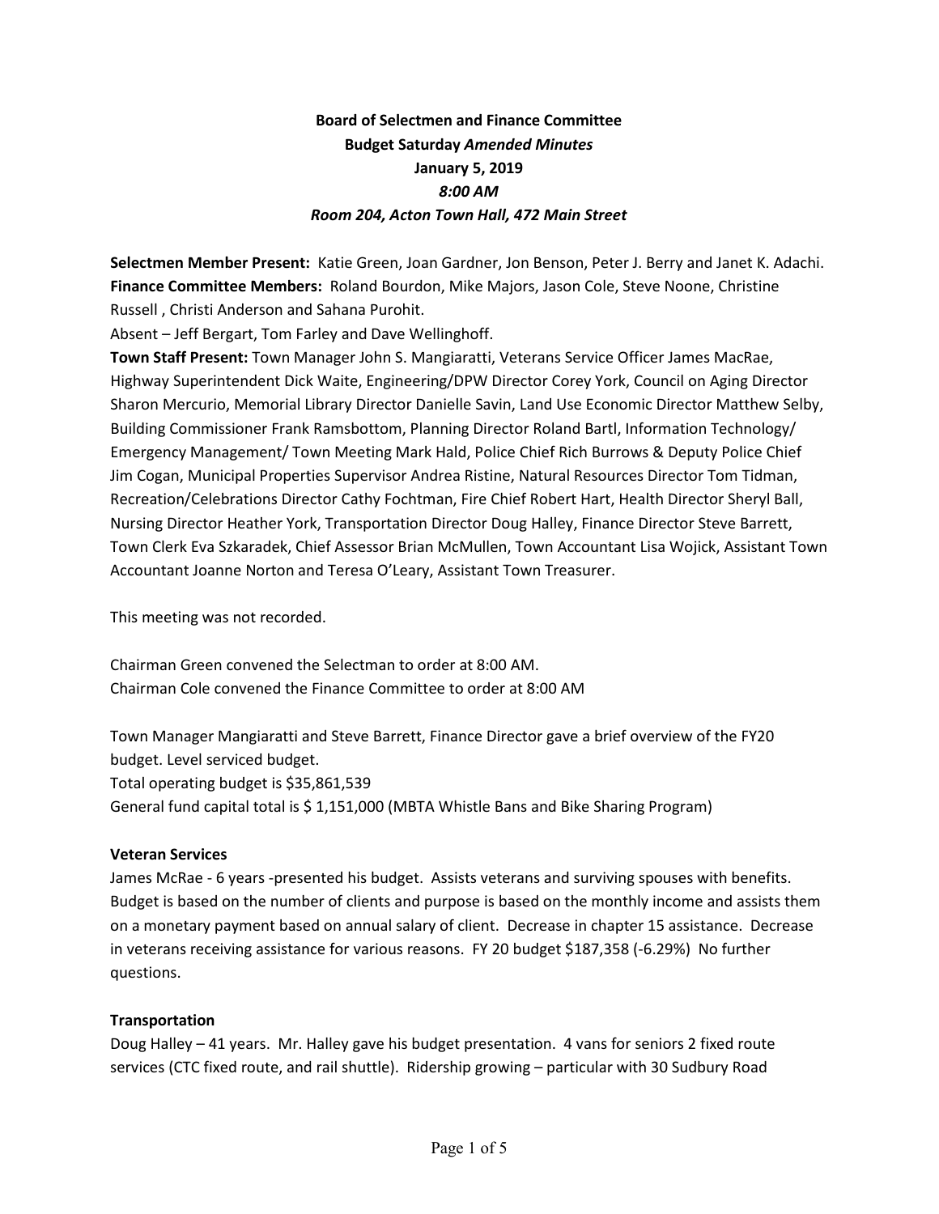**Board of Selectmen and Finance Committee**
**Budget Saturday *Amended Minutes***
**January 5, 2019**
***8:00 AM***
***Room 204, Acton Town Hall, 472 Main Street***

**Selectmen Member Present:** Katie Green, Joan Gardner, Jon Benson, Peter J. Berry and Janet K. Adachi.
**Finance Committee Members:** Roland Bourdon, Mike Majors, Jason Cole, Steve Noone, Christine Russell , Christi Anderson and Sahana Purohit.
Absent – Jeff Bergart, Tom Farley and Dave Wellinghoff.
**Town Staff Present:** Town Manager John S. Mangiaratti, Veterans Service Officer James MacRae, Highway Superintendent Dick Waite, Engineering/DPW Director Corey York, Council on Aging Director Sharon Mercurio, Memorial Library Director Danielle Savin, Land Use Economic Director Matthew Selby, Building Commissioner Frank Ramsbottom, Planning Director Roland Bartl, Information Technology/ Emergency Management/ Town Meeting Mark Hald, Police Chief Rich Burrows & Deputy Police Chief Jim Cogan, Municipal Properties Supervisor Andrea Ristine, Natural Resources Director Tom Tidman, Recreation/Celebrations Director Cathy Fochtman, Fire Chief Robert Hart, Health Director Sheryl Ball, Nursing Director Heather York, Transportation Director Doug Halley, Finance Director Steve Barrett, Town Clerk Eva Szkaradek, Chief Assessor Brian McMullen, Town Accountant Lisa Wojick, Assistant Town Accountant Joanne Norton and Teresa O'Leary, Assistant Town Treasurer.

This meeting was not recorded.

Chairman Green convened the Selectman to order at 8:00 AM.
Chairman Cole convened the Finance Committee to order at 8:00 AM

Town Manager Mangiaratti and Steve Barrett, Finance Director gave a brief overview of the FY20 budget. Level serviced budget.
Total operating budget is $35,861,539
General fund capital total is $ 1,151,000 (MBTA Whistle Bans and Bike Sharing Program)

**Veteran Services**

James McRae - 6 years -presented his budget. Assists veterans and surviving spouses with benefits. Budget is based on the number of clients and purpose is based on the monthly income and assists them on a monetary payment based on annual salary of client. Decrease in chapter 15 assistance. Decrease in veterans receiving assistance for various reasons. FY 20 budget $187,358 (-6.29%) No further questions.

**Transportation**

Doug Halley – 41 years. Mr. Halley gave his budget presentation. 4 vans for seniors 2 fixed route services (CTC fixed route, and rail shuttle). Ridership growing – particular with 30 Sudbury Road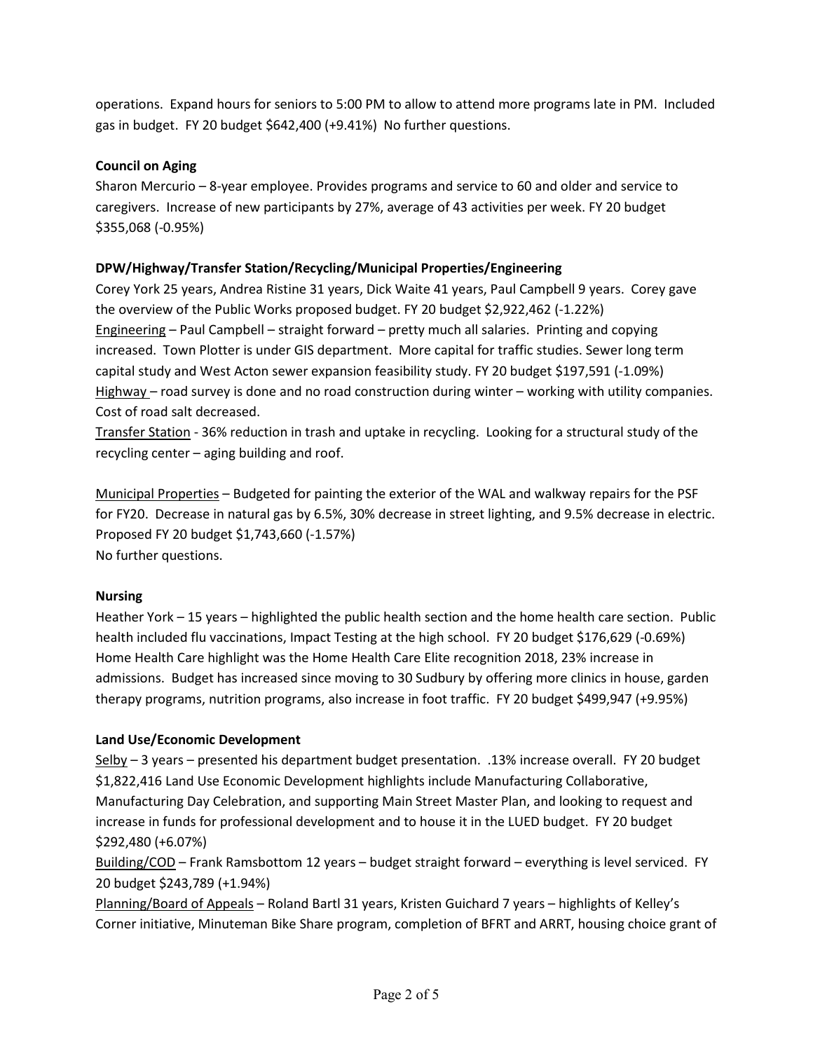operations. Expand hours for seniors to 5:00 PM to allow to attend more programs late in PM. Included gas in budget. FY 20 budget $642,400 (+9.41%) No further questions.

**Council on Aging**

Sharon Mercurio – 8-year employee. Provides programs and service to 60 and older and service to caregivers. Increase of new participants by 27%, average of 43 activities per week. FY 20 budget $355,068 (-0.95%)

**DPW/Highway/Transfer Station/Recycling/Municipal Properties/Engineering**

Corey York 25 years, Andrea Ristine 31 years, Dick Waite 41 years, Paul Campbell 9 years. Corey gave the overview of the Public Works proposed budget. FY 20 budget $2,922,462 (-1.22%)
Engineering – Paul Campbell – straight forward – pretty much all salaries. Printing and copying increased. Town Plotter is under GIS department. More capital for traffic studies. Sewer long term capital study and West Acton sewer expansion feasibility study. FY 20 budget $197,591 (-1.09%)
Highway – road survey is done and no road construction during winter – working with utility companies. Cost of road salt decreased.
Transfer Station - 36% reduction in trash and uptake in recycling. Looking for a structural study of the recycling center – aging building and roof.

Municipal Properties – Budgeted for painting the exterior of the WAL and walkway repairs for the PSF for FY20. Decrease in natural gas by 6.5%, 30% decrease in street lighting, and 9.5% decrease in electric. Proposed FY 20 budget $1,743,660 (-1.57%)
No further questions.

**Nursing**

Heather York – 15 years – highlighted the public health section and the home health care section. Public health included flu vaccinations, Impact Testing at the high school. FY 20 budget $176,629 (-0.69%)
Home Health Care highlight was the Home Health Care Elite recognition 2018, 23% increase in admissions. Budget has increased since moving to 30 Sudbury by offering more clinics in house, garden therapy programs, nutrition programs, also increase in foot traffic. FY 20 budget $499,947 (+9.95%)

**Land Use/Economic Development**

Selby – 3 years – presented his department budget presentation. .13% increase overall. FY 20 budget $1,822,416 Land Use Economic Development highlights include Manufacturing Collaborative, Manufacturing Day Celebration, and supporting Main Street Master Plan, and looking to request and increase in funds for professional development and to house it in the LUED budget. FY 20 budget $292,480 (+6.07%)
Building/COD – Frank Ramsbottom 12 years – budget straight forward – everything is level serviced. FY 20 budget $243,789 (+1.94%)
Planning/Board of Appeals – Roland Bartl 31 years, Kristen Guichard 7 years – highlights of Kelley's Corner initiative, Minuteman Bike Share program, completion of BFRT and ARRT, housing choice grant of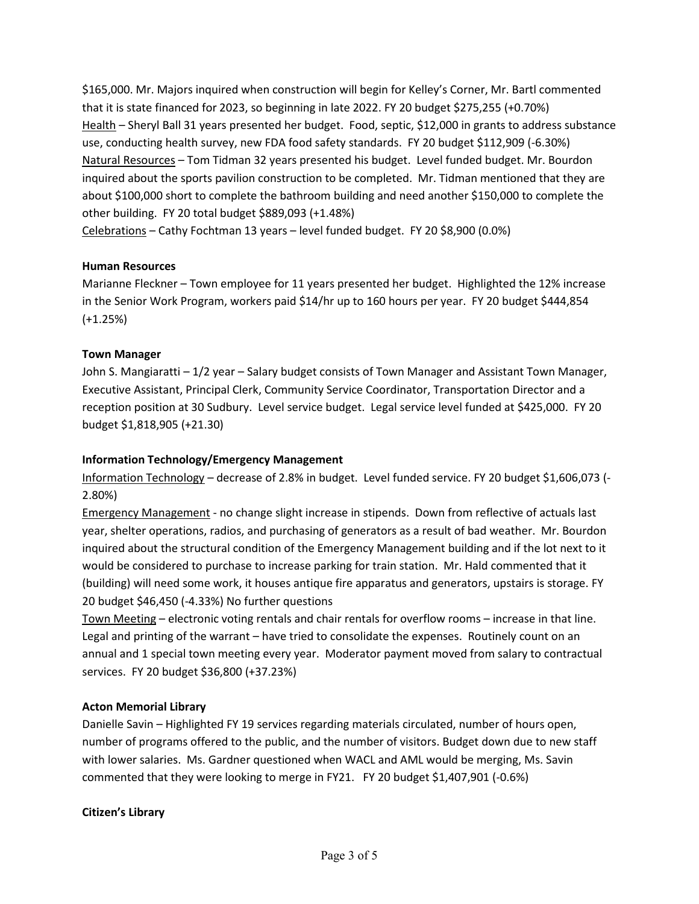$165,000. Mr. Majors inquired when construction will begin for Kelley's Corner, Mr. Bartl commented that it is state financed for 2023, so beginning in late 2022. FY 20 budget $275,255 (+0.70%)
Health – Sheryl Ball 31 years presented her budget. Food, septic, $12,000 in grants to address substance use, conducting health survey, new FDA food safety standards. FY 20 budget $112,909 (-6.30%)
Natural Resources – Tom Tidman 32 years presented his budget. Level funded budget. Mr. Bourdon inquired about the sports pavilion construction to be completed. Mr. Tidman mentioned that they are about $100,000 short to complete the bathroom building and need another $150,000 to complete the other building. FY 20 total budget $889,093 (+1.48%)
Celebrations – Cathy Fochtman 13 years – level funded budget. FY 20 $8,900 (0.0%)

**Human Resources**

Marianne Fleckner – Town employee for 11 years presented her budget. Highlighted the 12% increase in the Senior Work Program, workers paid $14/hr up to 160 hours per year. FY 20 budget $444,854 (+1.25%)

**Town Manager**

John S. Mangiaratti – 1/2 year – Salary budget consists of Town Manager and Assistant Town Manager, Executive Assistant, Principal Clerk, Community Service Coordinator, Transportation Director and a reception position at 30 Sudbury. Level service budget. Legal service level funded at $425,000. FY 20 budget $1,818,905 (+21.30)

**Information Technology/Emergency Management**

Information Technology – decrease of 2.8% in budget. Level funded service. FY 20 budget $1,606,073 (-2.80%)
Emergency Management - no change slight increase in stipends. Down from reflective of actuals last year, shelter operations, radios, and purchasing of generators as a result of bad weather. Mr. Bourdon inquired about the structural condition of the Emergency Management building and if the lot next to it would be considered to purchase to increase parking for train station. Mr. Hald commented that it (building) will need some work, it houses antique fire apparatus and generators, upstairs is storage. FY 20 budget $46,450 (-4.33%) No further questions
Town Meeting – electronic voting rentals and chair rentals for overflow rooms – increase in that line. Legal and printing of the warrant – have tried to consolidate the expenses. Routinely count on an annual and 1 special town meeting every year. Moderator payment moved from salary to contractual services. FY 20 budget $36,800 (+37.23%)

**Acton Memorial Library**

Danielle Savin – Highlighted FY 19 services regarding materials circulated, number of hours open, number of programs offered to the public, and the number of visitors. Budget down due to new staff with lower salaries. Ms. Gardner questioned when WACL and AML would be merging, Ms. Savin commented that they were looking to merge in FY21. FY 20 budget $1,407,901 (-0.6%)

**Citizen's Library**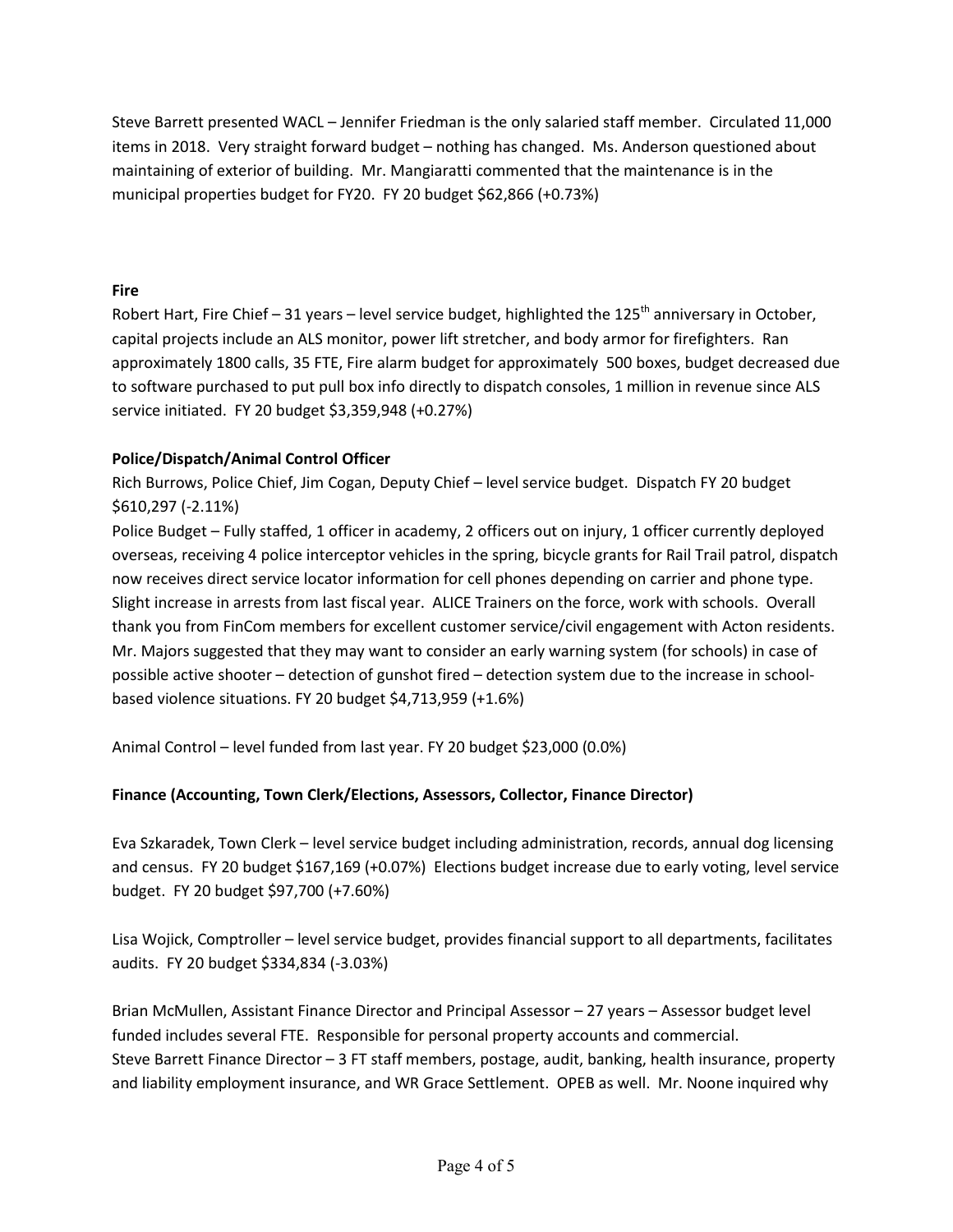Steve Barrett presented WACL – Jennifer Friedman is the only salaried staff member. Circulated 11,000 items in 2018. Very straight forward budget – nothing has changed. Ms. Anderson questioned about maintaining of exterior of building. Mr. Mangiaratti commented that the maintenance is in the municipal properties budget for FY20. FY 20 budget $62,866 (+0.73%)

**Fire**

Robert Hart, Fire Chief – 31 years – level service budget, highlighted the 125th anniversary in October, capital projects include an ALS monitor, power lift stretcher, and body armor for firefighters. Ran approximately 1800 calls, 35 FTE, Fire alarm budget for approximately 500 boxes, budget decreased due to software purchased to put pull box info directly to dispatch consoles, 1 million in revenue since ALS service initiated. FY 20 budget $3,359,948 (+0.27%)

**Police/Dispatch/Animal Control Officer**

Rich Burrows, Police Chief, Jim Cogan, Deputy Chief – level service budget. Dispatch FY 20 budget $610,297 (-2.11%)

Police Budget – Fully staffed, 1 officer in academy, 2 officers out on injury, 1 officer currently deployed overseas, receiving 4 police interceptor vehicles in the spring, bicycle grants for Rail Trail patrol, dispatch now receives direct service locator information for cell phones depending on carrier and phone type. Slight increase in arrests from last fiscal year. ALICE Trainers on the force, work with schools. Overall thank you from FinCom members for excellent customer service/civil engagement with Acton residents. Mr. Majors suggested that they may want to consider an early warning system (for schools) in case of possible active shooter – detection of gunshot fired – detection system due to the increase in school-based violence situations. FY 20 budget $4,713,959 (+1.6%)

Animal Control – level funded from last year. FY 20 budget $23,000 (0.0%)

**Finance (Accounting, Town Clerk/Elections, Assessors, Collector, Finance Director)**

Eva Szkaradek, Town Clerk – level service budget including administration, records, annual dog licensing and census. FY 20 budget $167,169 (+0.07%) Elections budget increase due to early voting, level service budget. FY 20 budget $97,700 (+7.60%)

Lisa Wojick, Comptroller – level service budget, provides financial support to all departments, facilitates audits. FY 20 budget $334,834 (-3.03%)

Brian McMullen, Assistant Finance Director and Principal Assessor – 27 years – Assessor budget level funded includes several FTE. Responsible for personal property accounts and commercial.
Steve Barrett Finance Director – 3 FT staff members, postage, audit, banking, health insurance, property and liability employment insurance, and WR Grace Settlement. OPEB as well. Mr. Noone inquired why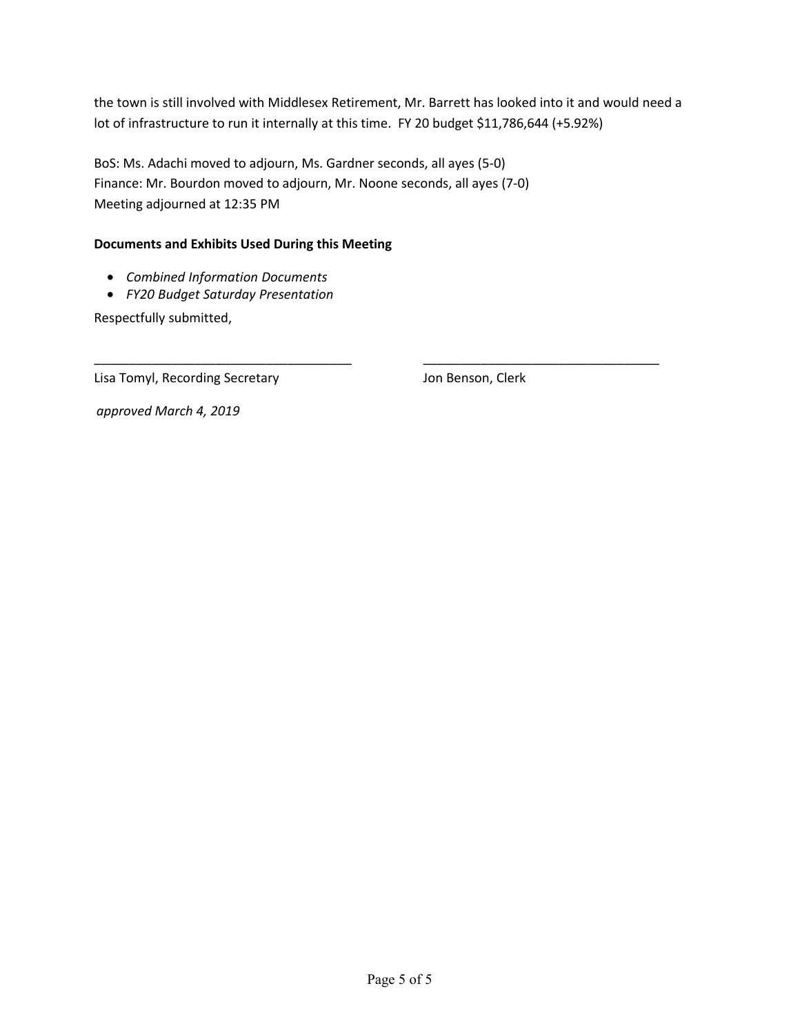the town is still involved with Middlesex Retirement, Mr. Barrett has looked into it and would need a lot of infrastructure to run it internally at this time. FY 20 budget $11,786,644 (+5.92%)

BoS: Ms. Adachi moved to adjourn, Ms. Gardner seconds, all ayes (5-0)
Finance: Mr. Bourdon moved to adjourn, Mr. Noone seconds, all ayes (7-0)
Meeting adjourned at 12:35 PM

**Documents and Exhibits Used During this Meeting**

- *Combined Information Documents*
- *FY20 Budget Saturday Presentation*

Respectfully submitted,

_____________________________________ _________________________________

Lisa Tomyl, Recording Secretary Jon Benson, Clerk

*approved March 4, 2019*